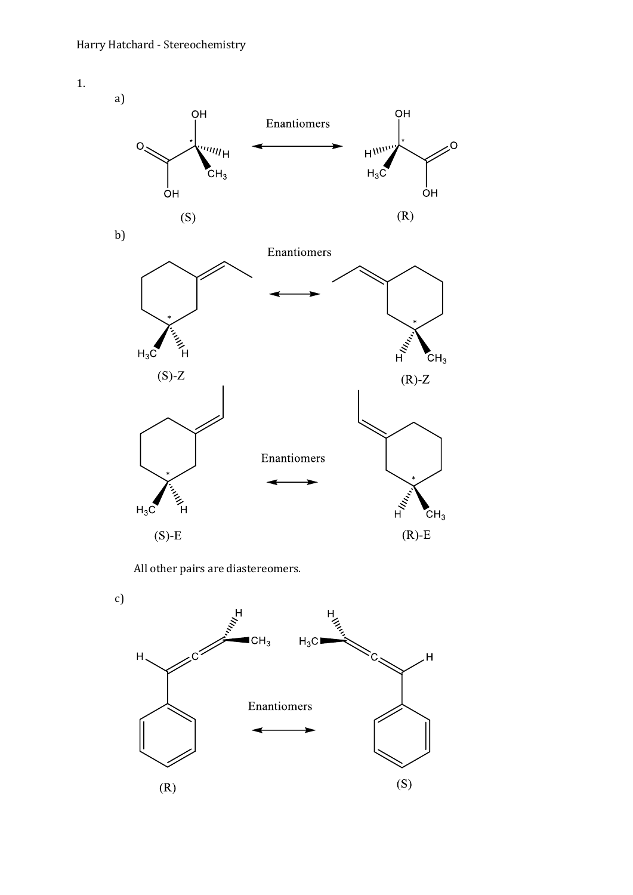1.

a)

Enantiomers

(S) (R)

b)

Enantiomers

(S)-Z (R)-Z

Enantiomers

(S)-E (R)-E

All other pairs are diastereomers.

c)

Enantiomers

(R) (S)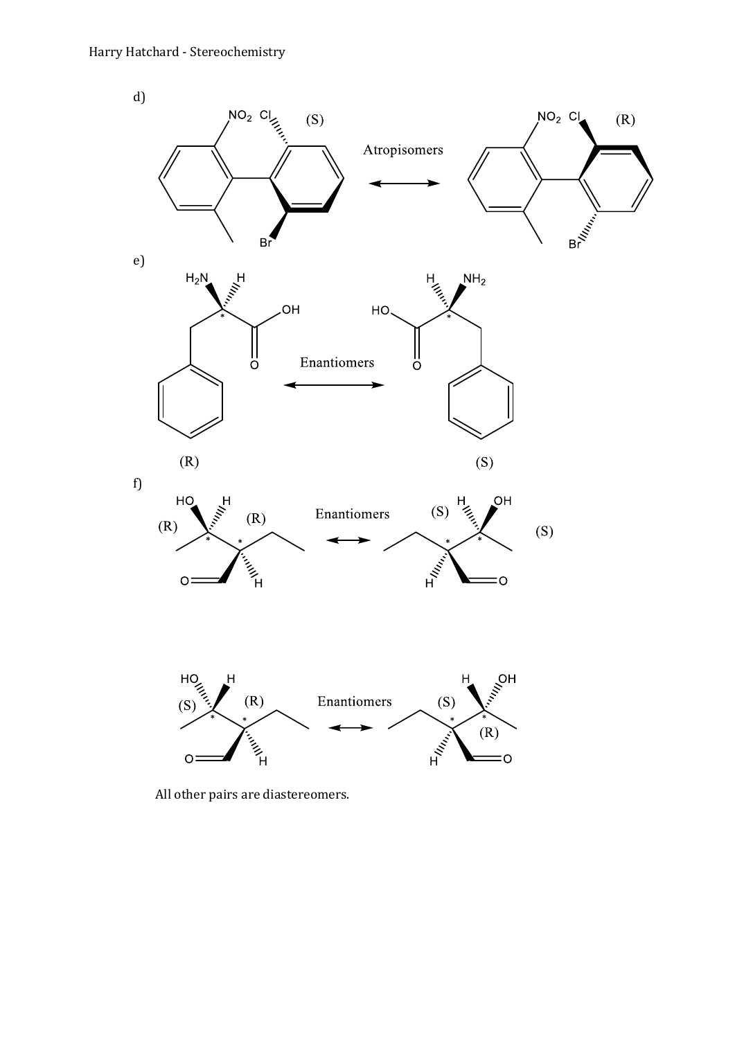d)

NO$_2$ Cl (S) — Atropisomers — NO$_2$ Cl (R)

Br — Br

e)

H$_2$N H — OH — Enantiomers — HO — H NH$_2$

(R) — (S)

f)

HO H (R) (R) — Enantiomers — (S) H OH (S)

O — H — H — O

HO H (S) (R) — Enantiomers — H OH (S) (R)

O — H — H — O

All other pairs are diastereomers.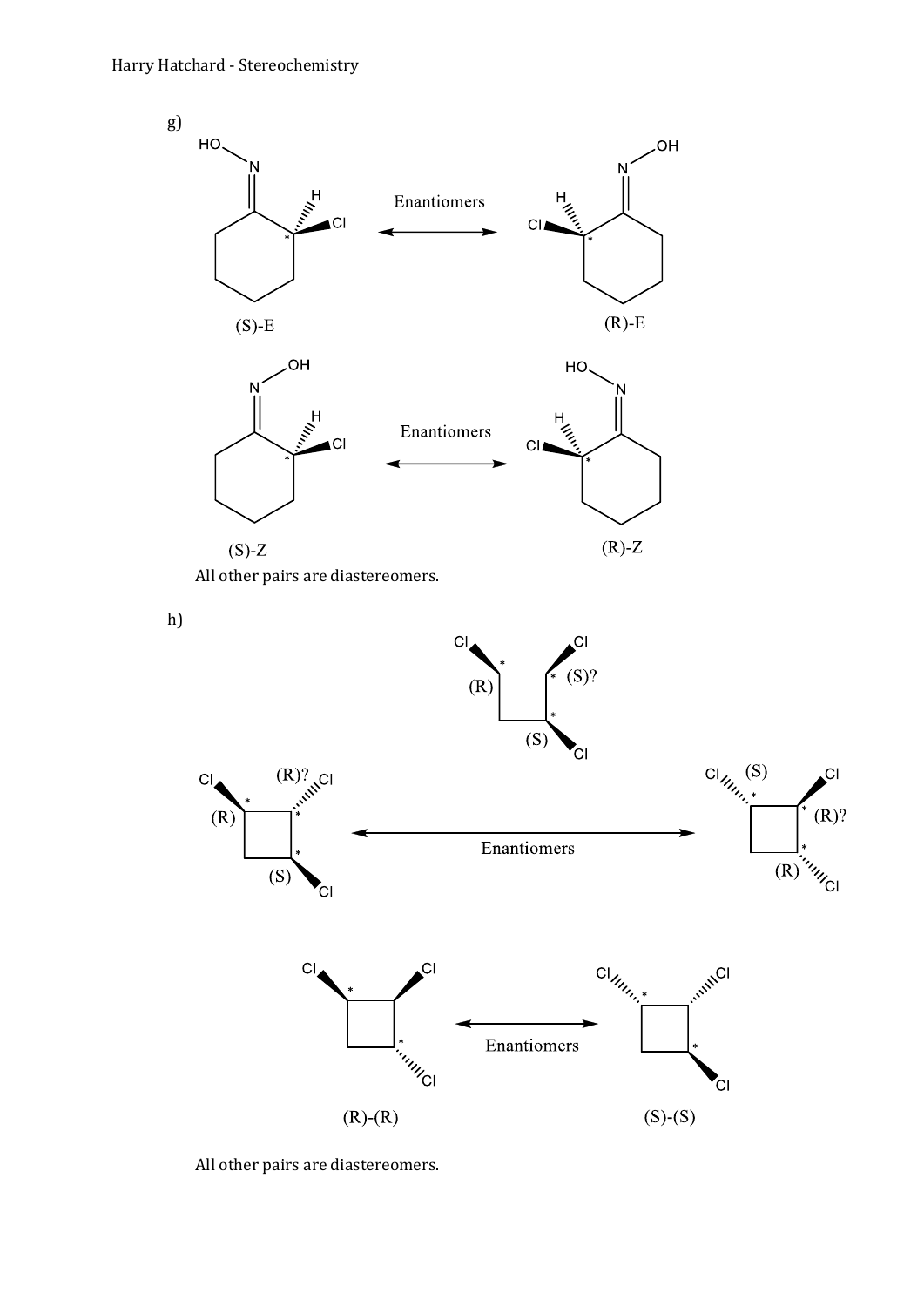g)

Enantiomers

(S)-E

(R)-E

Enantiomers

(S)-Z

(R)-Z

All other pairs are diastereomers.

h)

(R)

(S)?

(S)

(R)

(R)?

(S)

Enantiomers

(S)

(R)?

(R)

Enantiomers

(R)-(R)

(S)-(S)

All other pairs are diastereomers.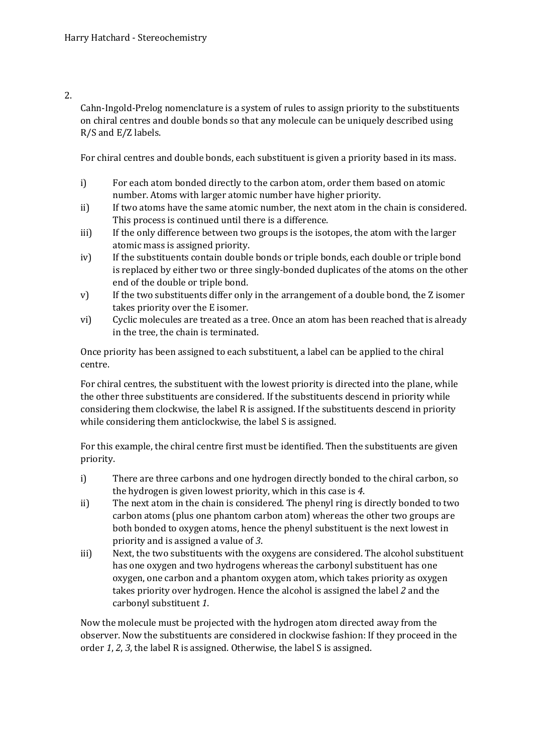2.

Cahn-Ingold-Prelog nomenclature is a system of rules to assign priority to the substituents on chiral centres and double bonds so that any molecule can be uniquely described using R/S and E/Z labels.

For chiral centres and double bonds, each substituent is given a priority based in its mass.

i) For each atom bonded directly to the carbon atom, order them based on atomic number. Atoms with larger atomic number have higher priority.
ii) If two atoms have the same atomic number, the next atom in the chain is considered. This process is continued until there is a difference.
iii) If the only difference between two groups is the isotopes, the atom with the larger atomic mass is assigned priority.
iv) If the substituents contain double bonds or triple bonds, each double or triple bond is replaced by either two or three singly-bonded duplicates of the atoms on the other end of the double or triple bond.
v) If the two substituents differ only in the arrangement of a double bond, the Z isomer takes priority over the E isomer.
vi) Cyclic molecules are treated as a tree. Once an atom has been reached that is already in the tree, the chain is terminated.

Once priority has been assigned to each substituent, a label can be applied to the chiral centre.

For chiral centres, the substituent with the lowest priority is directed into the plane, while the other three substituents are considered. If the substituents descend in priority while considering them clockwise, the label R is assigned. If the substituents descend in priority while considering them anticlockwise, the label S is assigned.

For this example, the chiral centre first must be identified. Then the substituents are given priority.

i) There are three carbons and one hydrogen directly bonded to the chiral carbon, so the hydrogen is given lowest priority, which in this case is *4*.
ii) The next atom in the chain is considered. The phenyl ring is directly bonded to two carbon atoms (plus one phantom carbon atom) whereas the other two groups are both bonded to oxygen atoms, hence the phenyl substituent is the next lowest in priority and is assigned a value of *3*.
iii) Next, the two substituents with the oxygens are considered. The alcohol substituent has one oxygen and two hydrogens whereas the carbonyl substituent has one oxygen, one carbon and a phantom oxygen atom, which takes priority as oxygen takes priority over hydrogen. Hence the alcohol is assigned the label *2* and the carbonyl substituent *1*.

Now the molecule must be projected with the hydrogen atom directed away from the observer. Now the substituents are considered in clockwise fashion: If they proceed in the order *1*, *2*, *3*, the label R is assigned. Otherwise, the label S is assigned.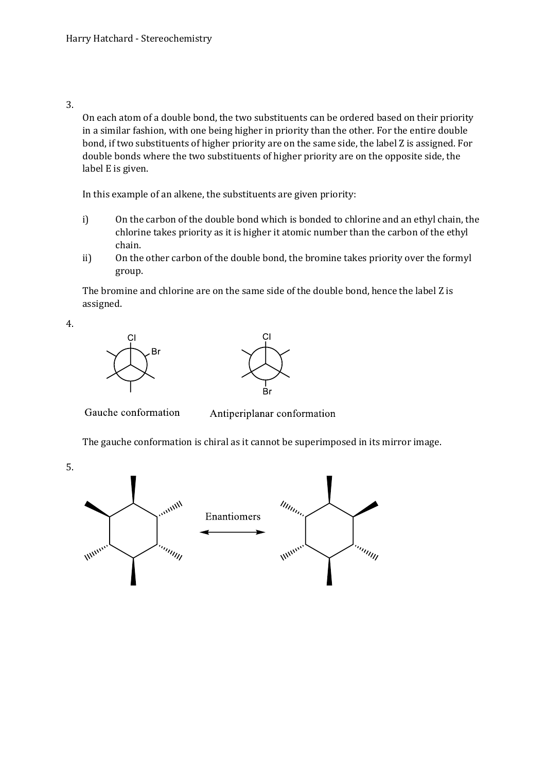3.

On each atom of a double bond, the two substituents can be ordered based on their priority in a similar fashion, with one being higher in priority than the other. For the entire double bond, if two substituents of higher priority are on the same side, the label Z is assigned. For double bonds where the two substituents of higher priority are on the opposite side, the label E is given.

In this example of an alkene, the substituents are given priority:

i) On the carbon of the double bond which is bonded to chlorine and an ethyl chain, the chlorine takes priority as it is higher it atomic number than the carbon of the ethyl chain.

ii) On the other carbon of the double bond, the bromine takes priority over the formyl group.

The bromine and chlorine are on the same side of the double bond, hence the label Z is assigned.

4.

Gauche conformation

Antiperiplanar conformation

The gauche conformation is chiral as it cannot be superimposed in its mirror image.

5.

Enantiomers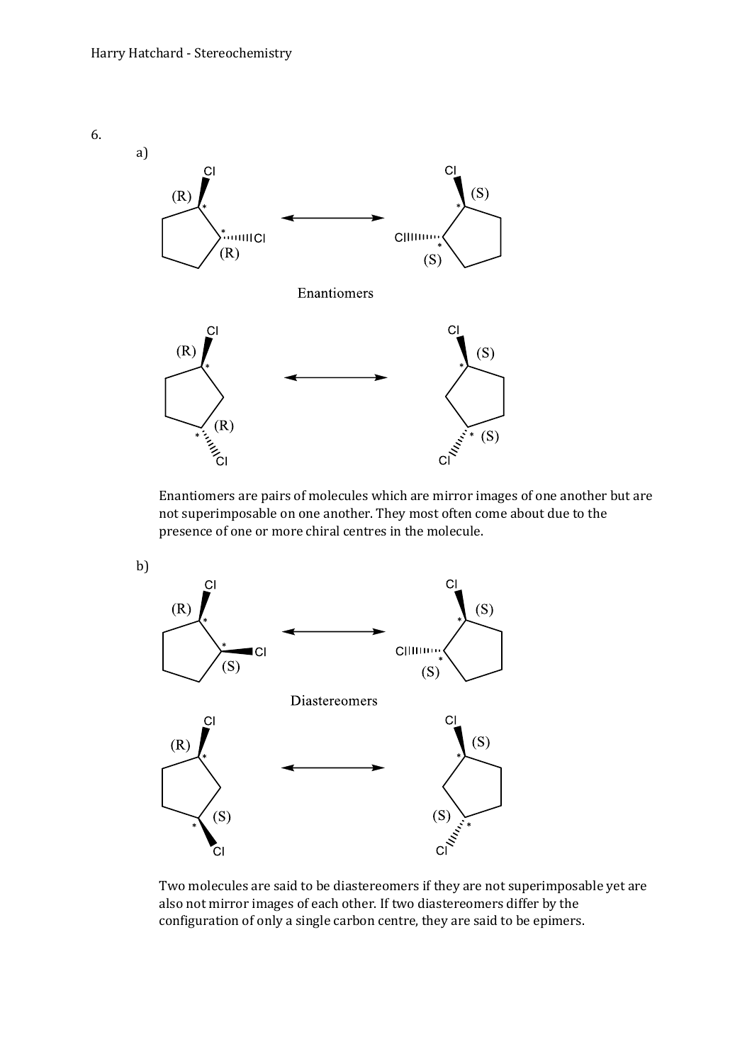6.

a)

Enantiomers

Enantiomers are pairs of molecules which are mirror images of one another but are not superimposable on one another. They most often come about due to the presence of one or more chiral centres in the molecule.

b)

Diastereomers

Two molecules are said to be diastereomers if they are not superimposable yet are also not mirror images of each other. If two diastereomers differ by the configuration of only a single carbon centre, they are said to be epimers.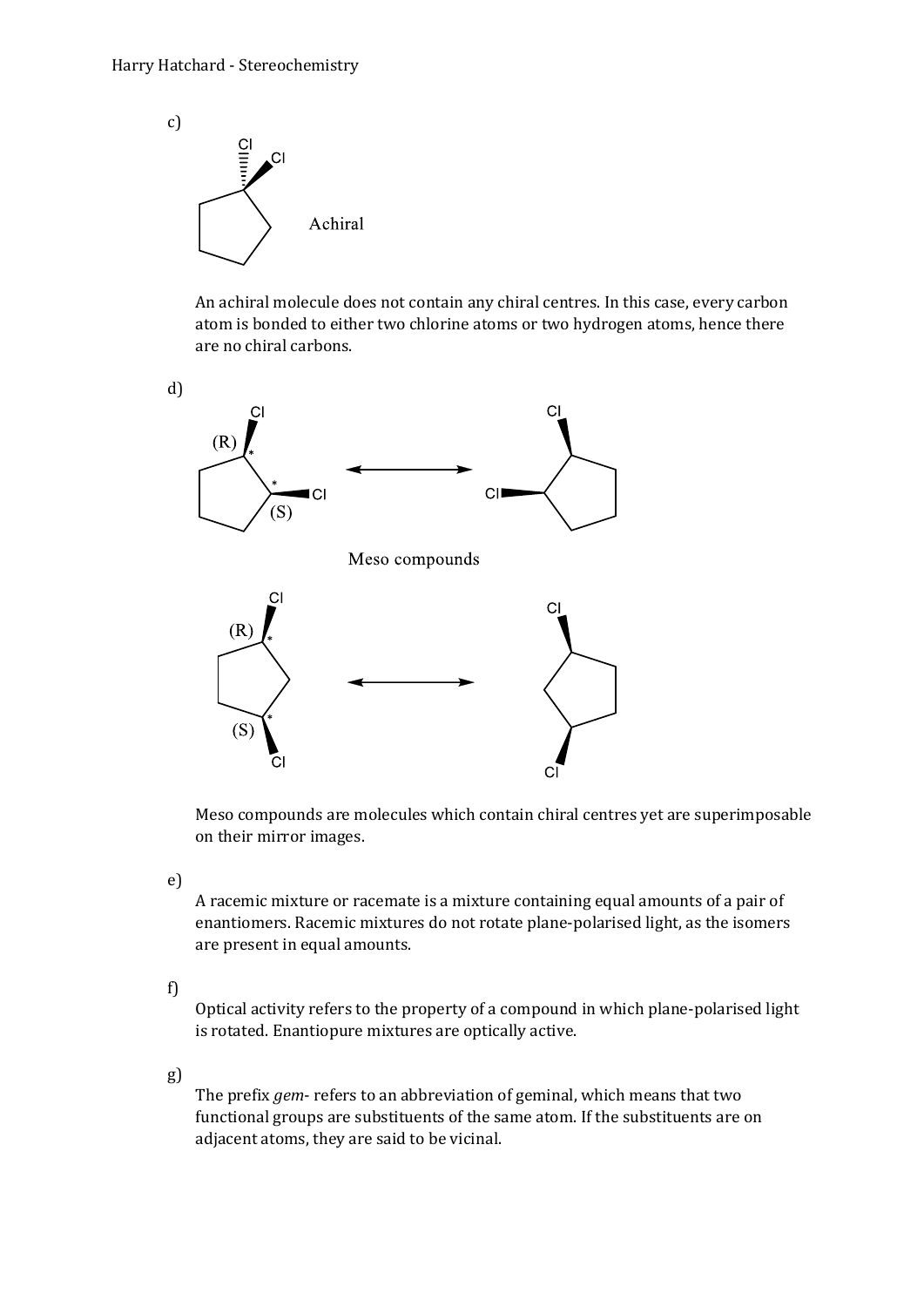c)

Achiral

An achiral molecule does not contain any chiral centres. In this case, every carbon atom is bonded to either two chlorine atoms or two hydrogen atoms, hence there are no chiral carbons.

d)

Meso compounds

Meso compounds are molecules which contain chiral centres yet are superimposable on their mirror images.

e)

A racemic mixture or racemate is a mixture containing equal amounts of a pair of enantiomers. Racemic mixtures do not rotate plane-polarised light, as the isomers are present in equal amounts.

f)

Optical activity refers to the property of a compound in which plane-polarised light is rotated. Enantiopure mixtures are optically active.

g)

The prefix *gem-* refers to an abbreviation of geminal, which means that two functional groups are substituents of the same atom. If the substituents are on adjacent atoms, they are said to be vicinal.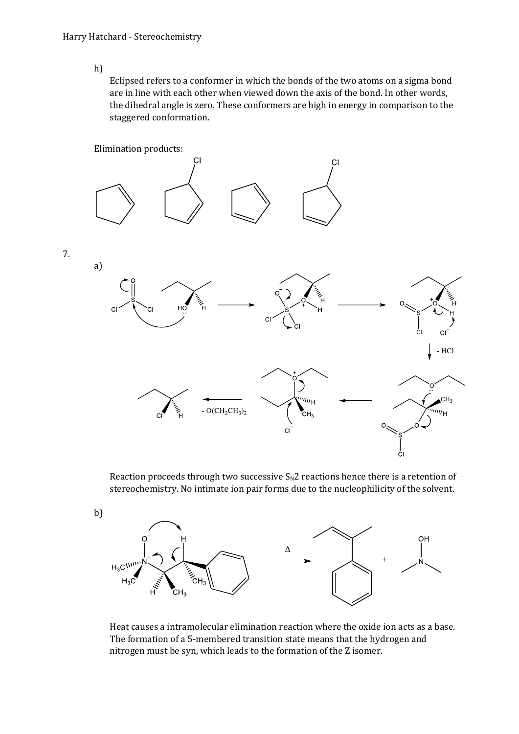h)

Eclipsed refers to a conformer in which the bonds of the two atoms on a sigma bond are in line with each other when viewed down the axis of the bond. In other words, the dihedral angle is zero. These conformers are high in energy in comparison to the staggered conformation.

Elimination products:

7.

a)

Reaction proceeds through two successive $S_N2$ reactions hence there is a retention of stereochemistry. No intimate ion pair forms due to the nucleophilicity of the solvent.

b)

Heat causes a intramolecular elimination reaction where the oxide ion acts as a base. The formation of a 5-membered transition state means that the hydrogen and nitrogen must be syn, which leads to the formation of the Z isomer.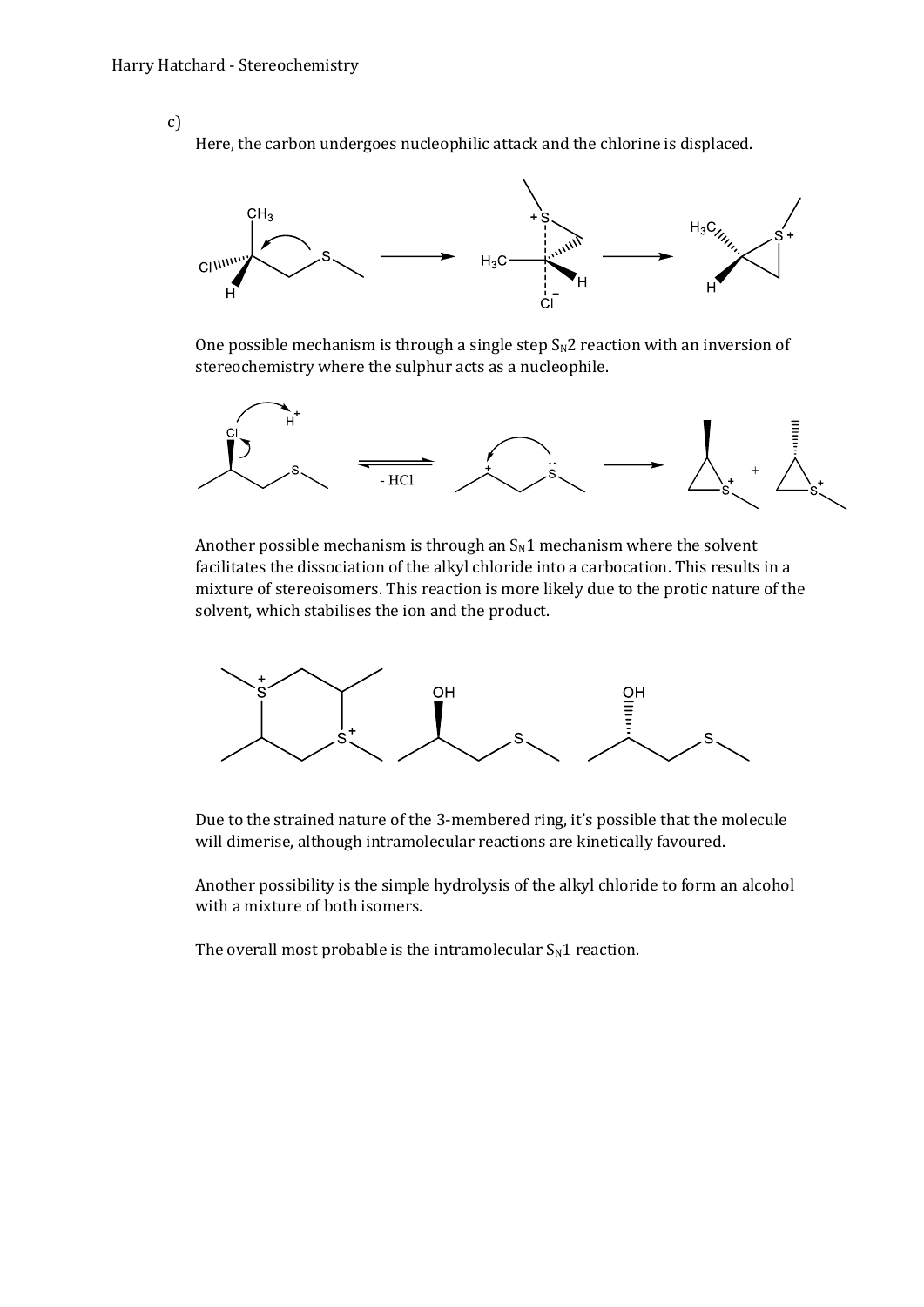c)

Here, the carbon undergoes nucleophilic attack and the chlorine is displaced.

One possible mechanism is through a single step $S_N2$ reaction with an inversion of stereochemistry where the sulphur acts as a nucleophile.

Another possible mechanism is through an $S_N1$ mechanism where the solvent facilitates the dissociation of the alkyl chloride into a carbocation. This results in a mixture of stereoisomers. This reaction is more likely due to the protic nature of the solvent, which stabilises the ion and the product.

Due to the strained nature of the 3-membered ring, it's possible that the molecule will dimerise, although intramolecular reactions are kinetically favoured.

Another possibility is the simple hydrolysis of the alkyl chloride to form an alcohol with a mixture of both isomers.

The overall most probable is the intramolecular $S_N1$ reaction.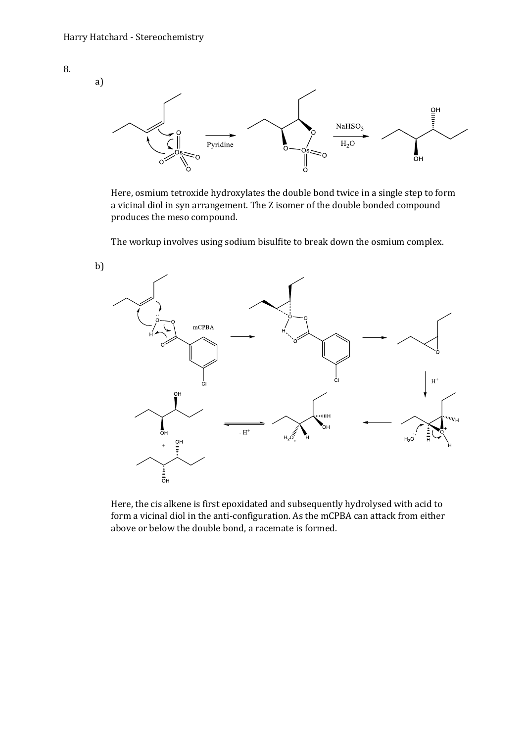8.

a)

Pyridine

$NaHSO_3$

$H_2O$

Here, osmium tetroxide hydroxylates the double bond twice in a single step to form a vicinal diol in syn arrangement. The Z isomer of the double bonded compound produces the meso compound.

The workup involves using sodium bisulfite to break down the osmium complex.

b)

mCPBA

$H^+$

$- H^+$

Here, the cis alkene is first epoxidated and subsequently hydrolysed with acid to form a vicinal diol in the anti-configuration. As the mCPBA can attack from either above or below the double bond, a racemate is formed.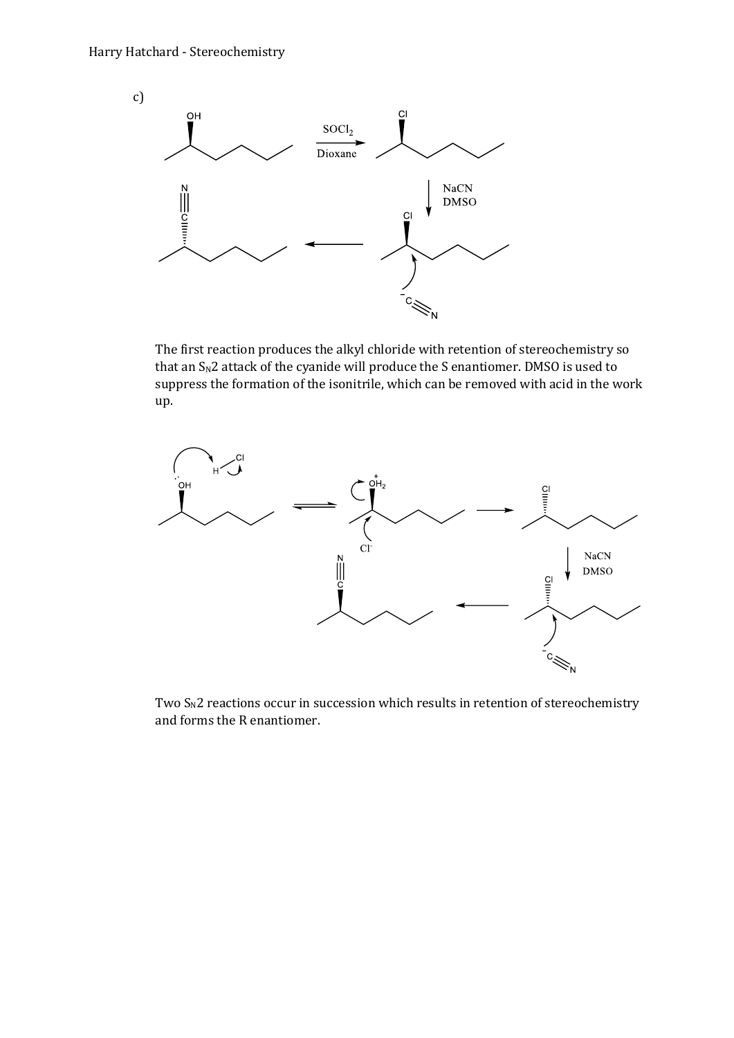c)

The first reaction produces the alkyl chloride with retention of stereochemistry so that an $S_N2$ attack of the cyanide will produce the S enantiomer. DMSO is used to suppress the formation of the isonitrile, which can be removed with acid in the work up.

Two $S_N2$ reactions occur in succession which results in retention of stereochemistry and forms the R enantiomer.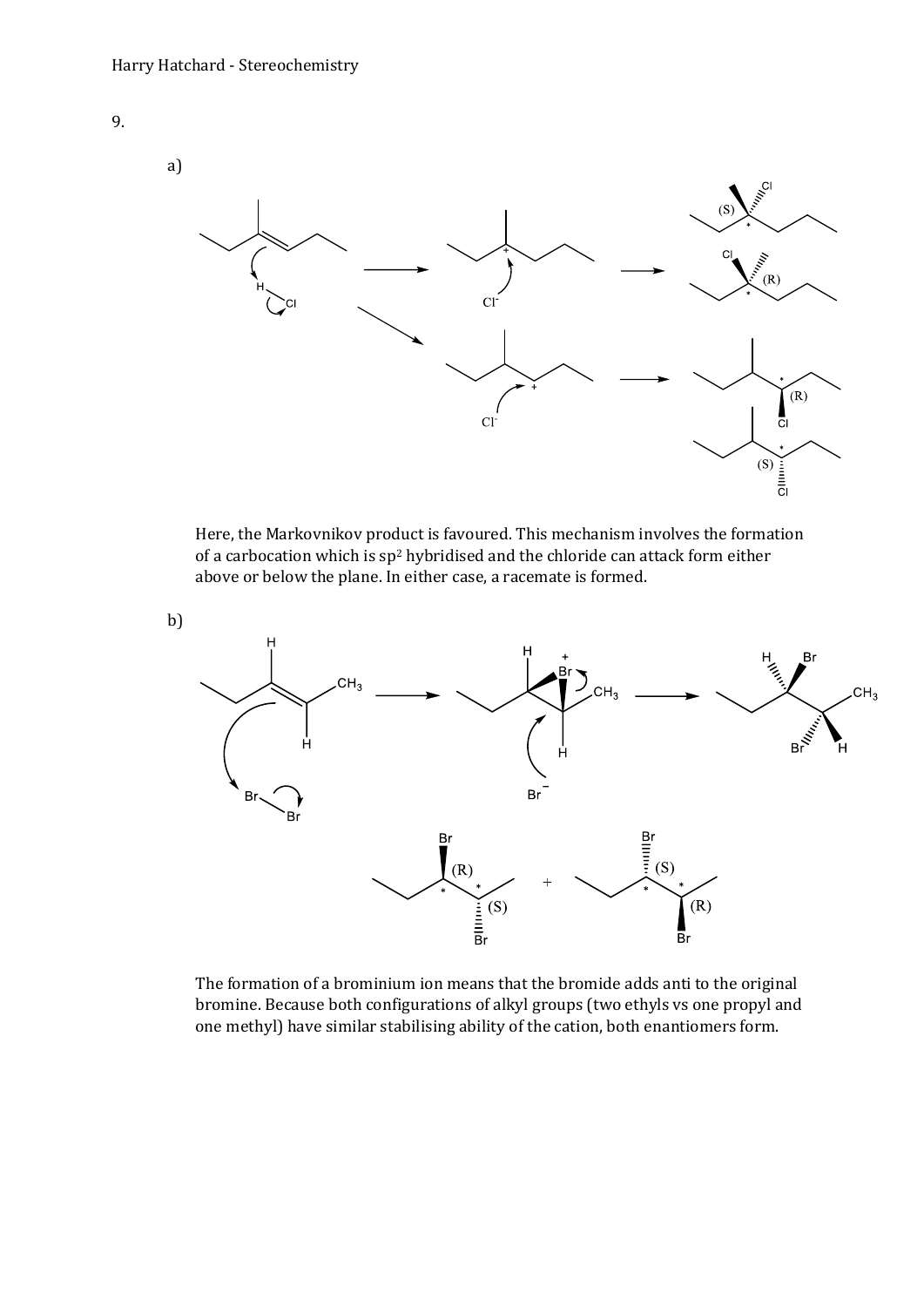9.

a)

Here, the Markovnikov product is favoured. This mechanism involves the formation of a carbocation which is $sp^2$ hybridised and the chloride can attack form either above or below the plane. In either case, a racemate is formed.

b)

The formation of a brominium ion means that the bromide adds anti to the original bromine. Because both configurations of alkyl groups (two ethyls vs one propyl and one methyl) have similar stabilising ability of the cation, both enantiomers form.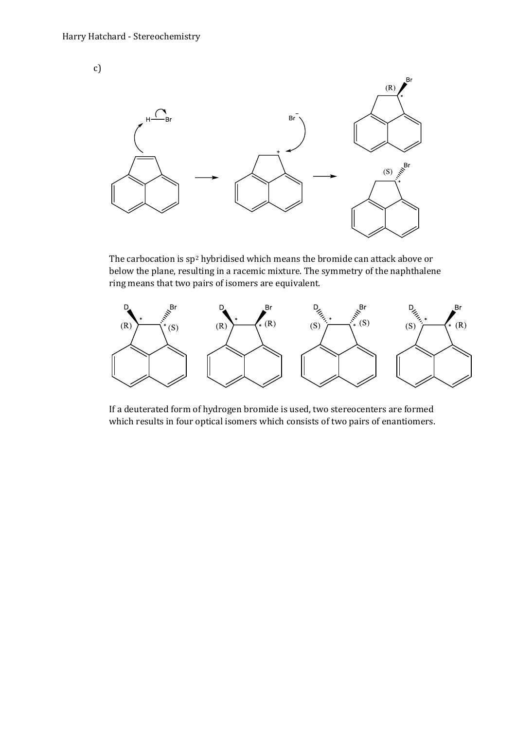c)

The carbocation is sp[2] hybridised which means the bromide can attack above or below the plane, resulting in a racemic mixture. The symmetry of the naphthalene ring means that two pairs of isomers are equivalent.

If a deuterated form of hydrogen bromide is used, two stereocenters are formed which results in four optical isomers which consists of two pairs of enantiomers.